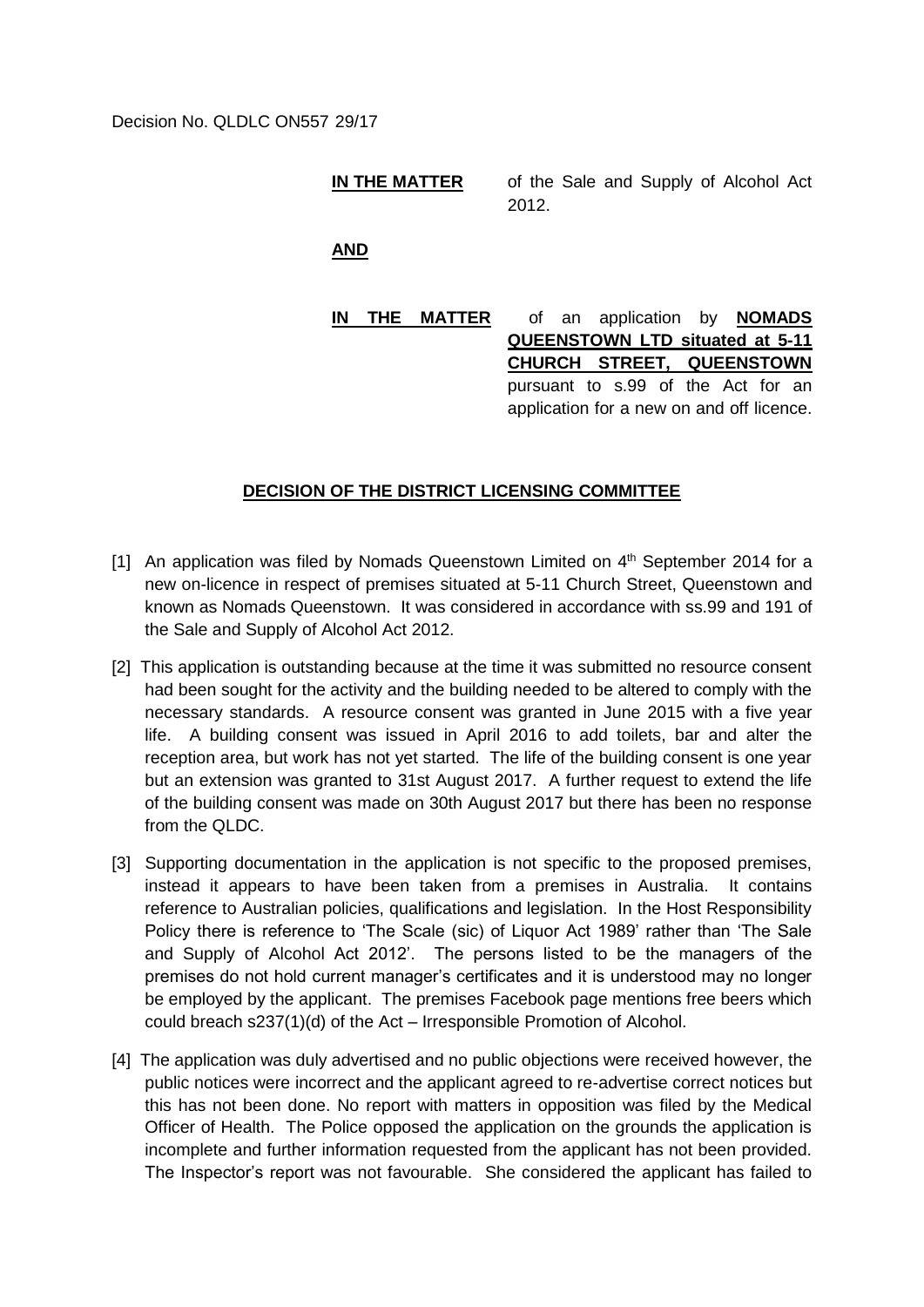Decision No. QLDLC ON557 29/17

**IN THE MATTER** of the Sale and Supply of Alcohol Act 2012.

**AND**

**IN THE MATTER** of an application by **NOMADS QUEENSTOWN LTD situated at 5-11 CHURCH STREET, QUEENSTOWN** pursuant to s.99 of the Act for an application for a new on and off licence.

**DECISION OF THE DISTRICT LICENSING COMMITTEE**

[1] An application was filed by Nomads Queenstown Limited on 4th September 2014 for a new on-licence in respect of premises situated at 5-11 Church Street, Queenstown and known as Nomads Queenstown. It was considered in accordance with ss.99 and 191 of the Sale and Supply of Alcohol Act 2012.

[2] This application is outstanding because at the time it was submitted no resource consent had been sought for the activity and the building needed to be altered to comply with the necessary standards. A resource consent was granted in June 2015 with a five year life. A building consent was issued in April 2016 to add toilets, bar and alter the reception area, but work has not yet started. The life of the building consent is one year but an extension was granted to 31st August 2017. A further request to extend the life of the building consent was made on 30th August 2017 but there has been no response from the QLDC.

[3] Supporting documentation in the application is not specific to the proposed premises, instead it appears to have been taken from a premises in Australia. It contains reference to Australian policies, qualifications and legislation. In the Host Responsibility Policy there is reference to 'The Scale (sic) of Liquor Act 1989' rather than 'The Sale and Supply of Alcohol Act 2012'. The persons listed to be the managers of the premises do not hold current manager's certificates and it is understood may no longer be employed by the applicant. The premises Facebook page mentions free beers which could breach s237(1)(d) of the Act – Irresponsible Promotion of Alcohol.

[4] The application was duly advertised and no public objections were received however, the public notices were incorrect and the applicant agreed to re-advertise correct notices but this has not been done. No report with matters in opposition was filed by the Medical Officer of Health. The Police opposed the application on the grounds the application is incomplete and further information requested from the applicant has not been provided. The Inspector's report was not favourable. She considered the applicant has failed to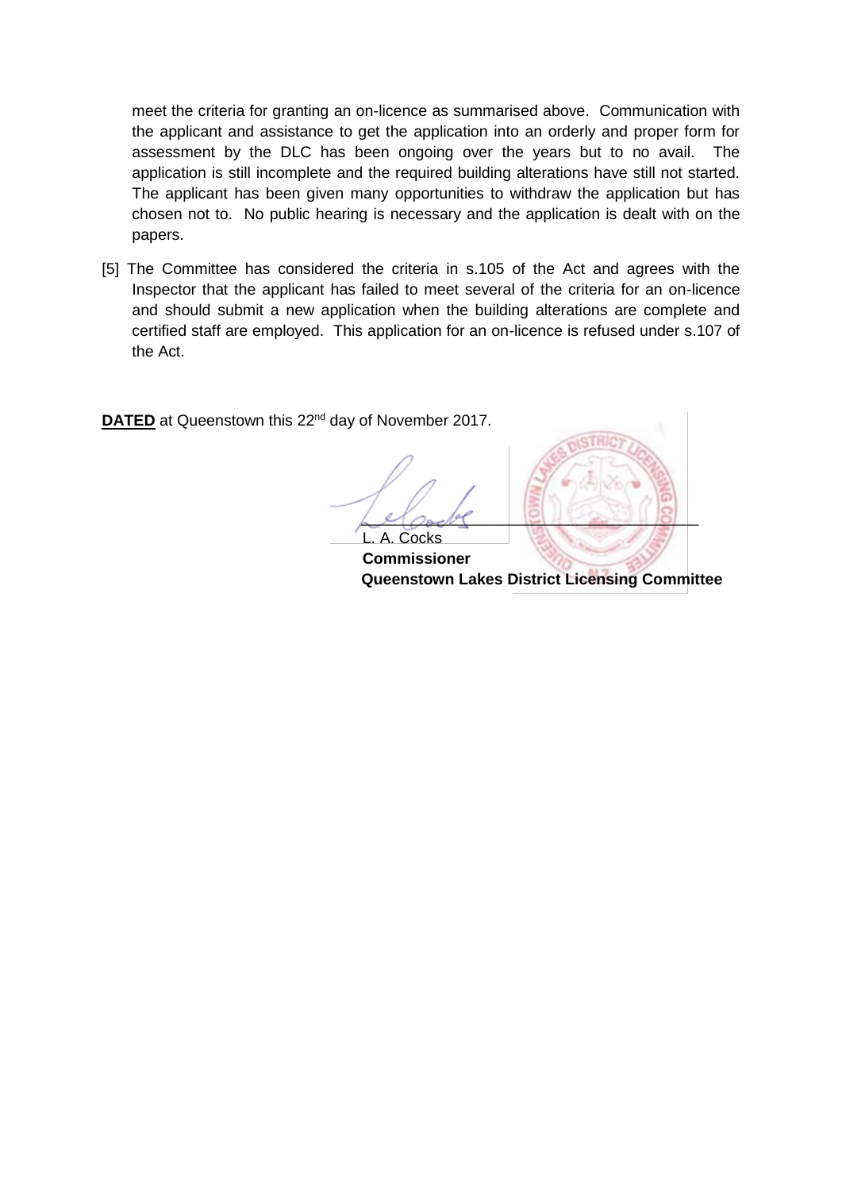meet the criteria for granting an on-licence as summarised above. Communication with the applicant and assistance to get the application into an orderly and proper form for assessment by the DLC has been ongoing over the years but to no avail. The application is still incomplete and the required building alterations have still not started. The applicant has been given many opportunities to withdraw the application but has chosen not to. No public hearing is necessary and the application is dealt with on the papers.

[5] The Committee has considered the criteria in s.105 of the Act and agrees with the Inspector that the applicant has failed to meet several of the criteria for an on-licence and should submit a new application when the building alterations are complete and certified staff are employed. This application for an on-licence is refused under s.107 of the Act.

**DATED** at Queenstown this 22nd day of November 2017.

L. A. Cocks
**Commissioner**
**Queenstown Lakes District Licensing Committee**